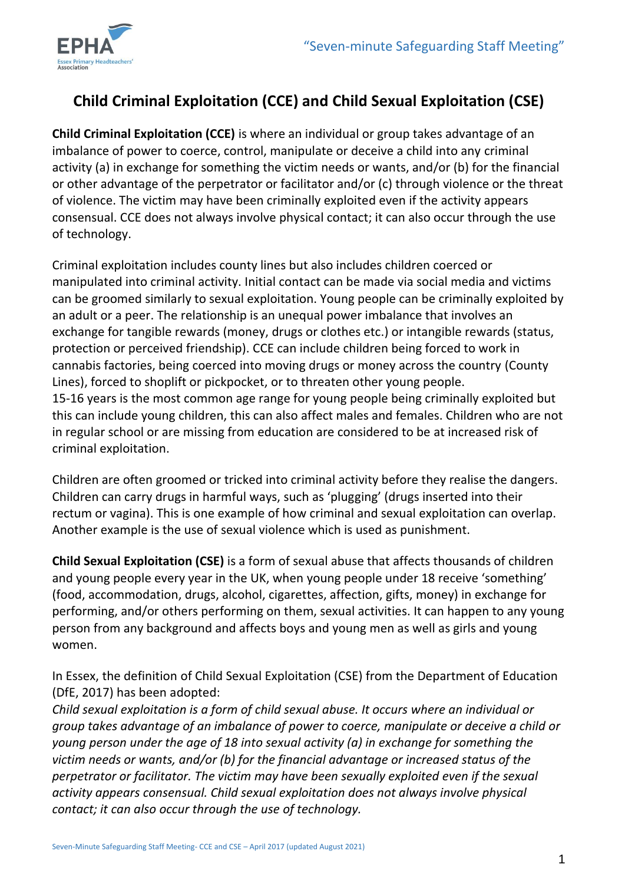# Child Criminal Exploitation (CCE) and Child Sexual Exploitation (CSE)

**Child Criminal Exploitation (CCE)** is where an individual or group takes advantage of an imbalance of power to coerce, control, manipulate or deceive a child into any criminal activity (a) in exchange for something the victim needs or wants, and/or (b) for the financial or other advantage of the perpetrator or facilitator and/or (c) through violence or the threat of violence. The victim may have been criminally exploited even if the activity appears consensual. CCE does not always involve physical contact; it can also occur through the use of technology.

Criminal exploitation includes county lines but also includes children coerced or manipulated into criminal activity. Initial contact can be made via social media and victims can be groomed similarly to sexual exploitation. Young people can be criminally exploited by an adult or a peer. The relationship is an unequal power imbalance that involves an exchange for tangible rewards (money, drugs or clothes etc.) or intangible rewards (status, protection or perceived friendship). CCE can include children being forced to work in cannabis factories, being coerced into moving drugs or money across the country (County Lines), forced to shoplift or pickpocket, or to threaten other young people.
15-16 years is the most common age range for young people being criminally exploited but this can include young children, this can also affect males and females. Children who are not in regular school or are missing from education are considered to be at increased risk of criminal exploitation.

Children are often groomed or tricked into criminal activity before they realise the dangers. Children can carry drugs in harmful ways, such as 'plugging' (drugs inserted into their rectum or vagina). This is one example of how criminal and sexual exploitation can overlap. Another example is the use of sexual violence which is used as punishment.

**Child Sexual Exploitation (CSE)** is a form of sexual abuse that affects thousands of children and young people every year in the UK, when young people under 18 receive 'something' (food, accommodation, drugs, alcohol, cigarettes, affection, gifts, money) in exchange for performing, and/or others performing on them, sexual activities. It can happen to any young person from any background and affects boys and young men as well as girls and young women.

In Essex, the definition of Child Sexual Exploitation (CSE) from the Department of Education (DfE, 2017) has been adopted:
*Child sexual exploitation is a form of child sexual abuse. It occurs where an individual or group takes advantage of an imbalance of power to coerce, manipulate or deceive a child or young person under the age of 18 into sexual activity (a) in exchange for something the victim needs or wants, and/or (b) for the financial advantage or increased status of the perpetrator or facilitator. The victim may have been sexually exploited even if the sexual activity appears consensual. Child sexual exploitation does not always involve physical contact; it can also occur through the use of technology.*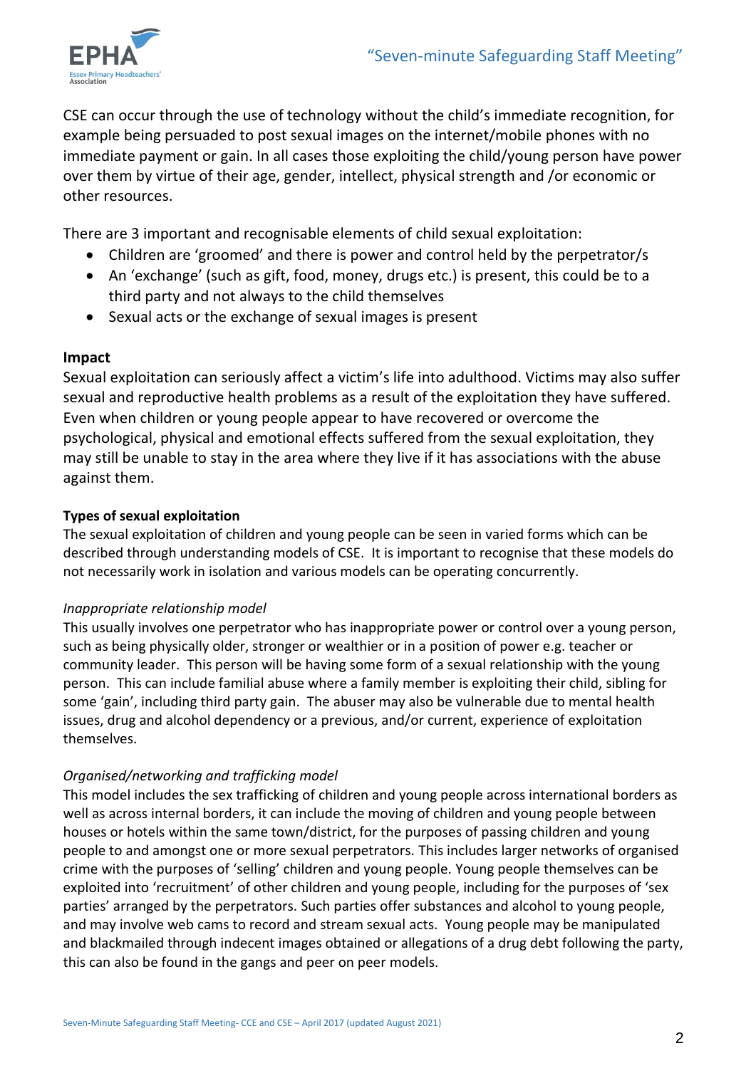CSE can occur through the use of technology without the child's immediate recognition, for example being persuaded to post sexual images on the internet/mobile phones with no immediate payment or gain. In all cases those exploiting the child/young person have power over them by virtue of their age, gender, intellect, physical strength and /or economic or other resources.

There are 3 important and recognisable elements of child sexual exploitation:

- Children are 'groomed' and there is power and control held by the perpetrator/s
- An 'exchange' (such as gift, food, money, drugs etc.) is present, this could be to a third party and not always to the child themselves
- Sexual acts or the exchange of sexual images is present

**Impact**

Sexual exploitation can seriously affect a victim's life into adulthood. Victims may also suffer sexual and reproductive health problems as a result of the exploitation they have suffered. Even when children or young people appear to have recovered or overcome the psychological, physical and emotional effects suffered from the sexual exploitation, they may still be unable to stay in the area where they live if it has associations with the abuse against them.

**Types of sexual exploitation**

The sexual exploitation of children and young people can be seen in varied forms which can be described through understanding models of CSE. It is important to recognise that these models do not necessarily work in isolation and various models can be operating concurrently.

*Inappropriate relationship model*

This usually involves one perpetrator who has inappropriate power or control over a young person, such as being physically older, stronger or wealthier or in a position of power e.g. teacher or community leader. This person will be having some form of a sexual relationship with the young person. This can include familial abuse where a family member is exploiting their child, sibling for some 'gain', including third party gain. The abuser may also be vulnerable due to mental health issues, drug and alcohol dependency or a previous, and/or current, experience of exploitation themselves.

*Organised/networking and trafficking model*

This model includes the sex trafficking of children and young people across international borders as well as across internal borders, it can include the moving of children and young people between houses or hotels within the same town/district, for the purposes of passing children and young people to and amongst one or more sexual perpetrators. This includes larger networks of organised crime with the purposes of 'selling' children and young people. Young people themselves can be exploited into 'recruitment' of other children and young people, including for the purposes of 'sex parties' arranged by the perpetrators. Such parties offer substances and alcohol to young people, and may involve web cams to record and stream sexual acts. Young people may be manipulated and blackmailed through indecent images obtained or allegations of a drug debt following the party, this can also be found in the gangs and peer on peer models.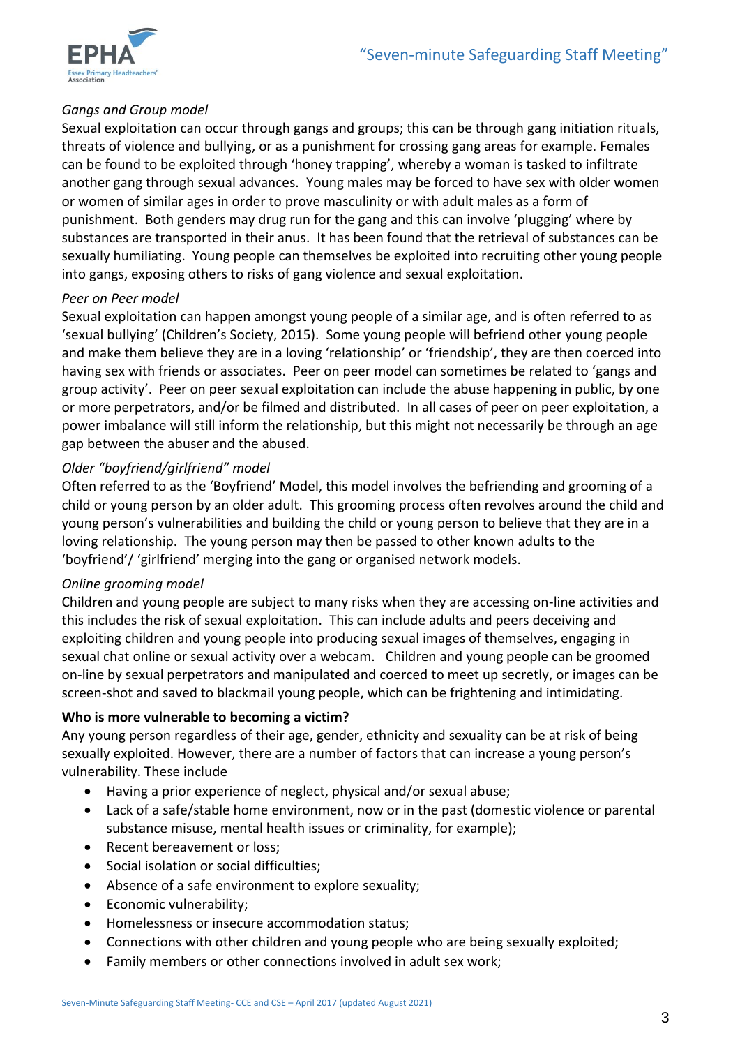*Gangs and Group model*

Sexual exploitation can occur through gangs and groups; this can be through gang initiation rituals, threats of violence and bullying, or as a punishment for crossing gang areas for example. Females can be found to be exploited through 'honey trapping', whereby a woman is tasked to infiltrate another gang through sexual advances. Young males may be forced to have sex with older women or women of similar ages in order to prove masculinity or with adult males as a form of punishment. Both genders may drug run for the gang and this can involve 'plugging' where by substances are transported in their anus. It has been found that the retrieval of substances can be sexually humiliating. Young people can themselves be exploited into recruiting other young people into gangs, exposing others to risks of gang violence and sexual exploitation.

*Peer on Peer model*

Sexual exploitation can happen amongst young people of a similar age, and is often referred to as 'sexual bullying' (Children's Society, 2015). Some young people will befriend other young people and make them believe they are in a loving 'relationship' or 'friendship', they are then coerced into having sex with friends or associates. Peer on peer model can sometimes be related to 'gangs and group activity'. Peer on peer sexual exploitation can include the abuse happening in public, by one or more perpetrators, and/or be filmed and distributed. In all cases of peer on peer exploitation, a power imbalance will still inform the relationship, but this might not necessarily be through an age gap between the abuser and the abused.

*Older "boyfriend/girlfriend" model*

Often referred to as the 'Boyfriend' Model, this model involves the befriending and grooming of a child or young person by an older adult. This grooming process often revolves around the child and young person's vulnerabilities and building the child or young person to believe that they are in a loving relationship. The young person may then be passed to other known adults to the 'boyfriend'/ 'girlfriend' merging into the gang or organised network models.

*Online grooming model*

Children and young people are subject to many risks when they are accessing on-line activities and this includes the risk of sexual exploitation. This can include adults and peers deceiving and exploiting children and young people into producing sexual images of themselves, engaging in sexual chat online or sexual activity over a webcam. Children and young people can be groomed on-line by sexual perpetrators and manipulated and coerced to meet up secretly, or images can be screen-shot and saved to blackmail young people, which can be frightening and intimidating.

**Who is more vulnerable to becoming a victim?**

Any young person regardless of their age, gender, ethnicity and sexuality can be at risk of being sexually exploited. However, there are a number of factors that can increase a young person's vulnerability. These include

- Having a prior experience of neglect, physical and/or sexual abuse;
- Lack of a safe/stable home environment, now or in the past (domestic violence or parental substance misuse, mental health issues or criminality, for example);
- Recent bereavement or loss;
- Social isolation or social difficulties;
- Absence of a safe environment to explore sexuality;
- Economic vulnerability;
- Homelessness or insecure accommodation status;
- Connections with other children and young people who are being sexually exploited;
- Family members or other connections involved in adult sex work;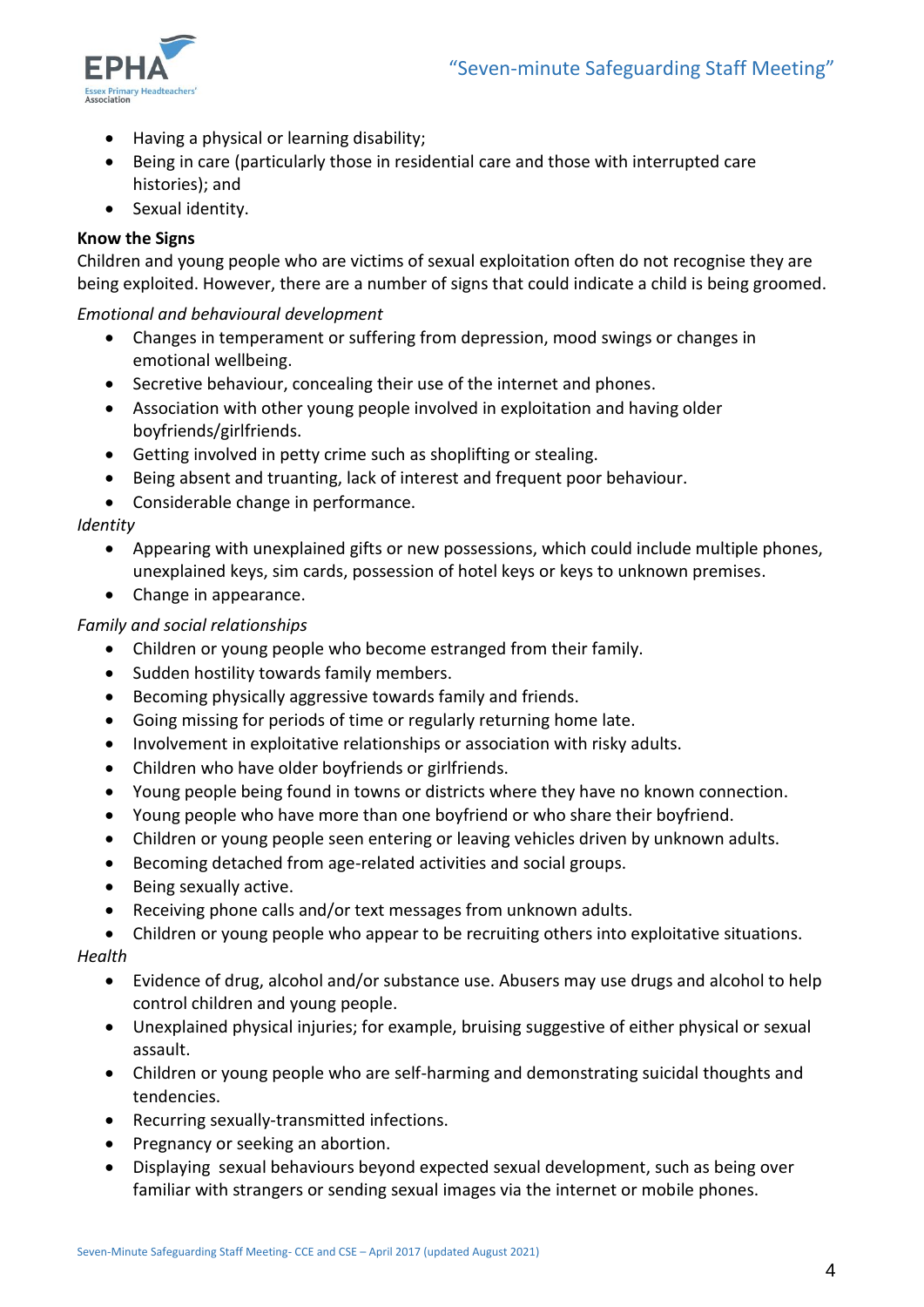- Having a physical or learning disability;
- Being in care (particularly those in residential care and those with interrupted care histories); and
- Sexual identity.

**Know the Signs**

Children and young people who are victims of sexual exploitation often do not recognise they are being exploited. However, there are a number of signs that could indicate a child is being groomed.

*Emotional and behavioural development*

- Changes in temperament or suffering from depression, mood swings or changes in emotional wellbeing.
- Secretive behaviour, concealing their use of the internet and phones.
- Association with other young people involved in exploitation and having older boyfriends/girlfriends.
- Getting involved in petty crime such as shoplifting or stealing.
- Being absent and truanting, lack of interest and frequent poor behaviour.
- Considerable change in performance.

*Identity*

- Appearing with unexplained gifts or new possessions, which could include multiple phones, unexplained keys, sim cards, possession of hotel keys or keys to unknown premises.
- Change in appearance.

*Family and social relationships*

- Children or young people who become estranged from their family.
- Sudden hostility towards family members.
- Becoming physically aggressive towards family and friends.
- Going missing for periods of time or regularly returning home late.
- Involvement in exploitative relationships or association with risky adults.
- Children who have older boyfriends or girlfriends.
- Young people being found in towns or districts where they have no known connection.
- Young people who have more than one boyfriend or who share their boyfriend.
- Children or young people seen entering or leaving vehicles driven by unknown adults.
- Becoming detached from age-related activities and social groups.
- Being sexually active.
- Receiving phone calls and/or text messages from unknown adults.
- Children or young people who appear to be recruiting others into exploitative situations.

*Health*

- Evidence of drug, alcohol and/or substance use. Abusers may use drugs and alcohol to help control children and young people.
- Unexplained physical injuries; for example, bruising suggestive of either physical or sexual assault.
- Children or young people who are self-harming and demonstrating suicidal thoughts and tendencies.
- Recurring sexually-transmitted infections.
- Pregnancy or seeking an abortion.
- Displaying sexual behaviours beyond expected sexual development, such as being over familiar with strangers or sending sexual images via the internet or mobile phones.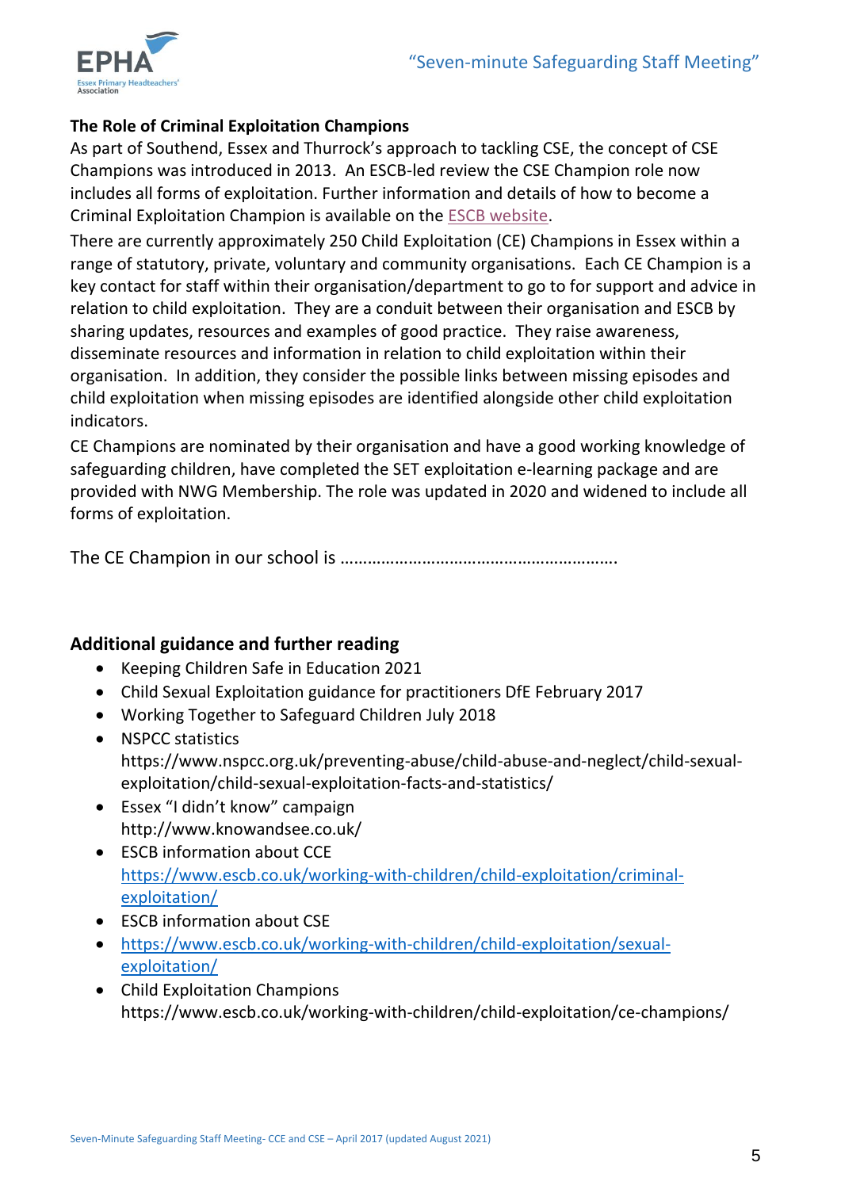**The Role of Criminal Exploitation Champions**

As part of Southend, Essex and Thurrock's approach to tackling CSE, the concept of CSE Champions was introduced in 2013. An ESCB-led review the CSE Champion role now includes all forms of exploitation. Further information and details of how to become a Criminal Exploitation Champion is available on the ESCB website.

There are currently approximately 250 Child Exploitation (CE) Champions in Essex within a range of statutory, private, voluntary and community organisations. Each CE Champion is a key contact for staff within their organisation/department to go to for support and advice in relation to child exploitation. They are a conduit between their organisation and ESCB by sharing updates, resources and examples of good practice. They raise awareness, disseminate resources and information in relation to child exploitation within their organisation. In addition, they consider the possible links between missing episodes and child exploitation when missing episodes are identified alongside other child exploitation indicators.

CE Champions are nominated by their organisation and have a good working knowledge of safeguarding children, have completed the SET exploitation e-learning package and are provided with NWG Membership. The role was updated in 2020 and widened to include all forms of exploitation.

The CE Champion in our school is …………………………………………………….

## Additional guidance and further reading

- Keeping Children Safe in Education 2021
- Child Sexual Exploitation guidance for practitioners DfE February 2017
- Working Together to Safeguard Children July 2018
- NSPCC statistics https://www.nspcc.org.uk/preventing-abuse/child-abuse-and-neglect/child-sexual-exploitation/child-sexual-exploitation-facts-and-statistics/
- Essex "I didn't know" campaign http://www.knowandsee.co.uk/
- ESCB information about CCE https://www.escb.co.uk/working-with-children/child-exploitation/criminal-exploitation/
- ESCB information about CSE
- https://www.escb.co.uk/working-with-children/child-exploitation/sexual-exploitation/
- Child Exploitation Champions https://www.escb.co.uk/working-with-children/child-exploitation/ce-champions/